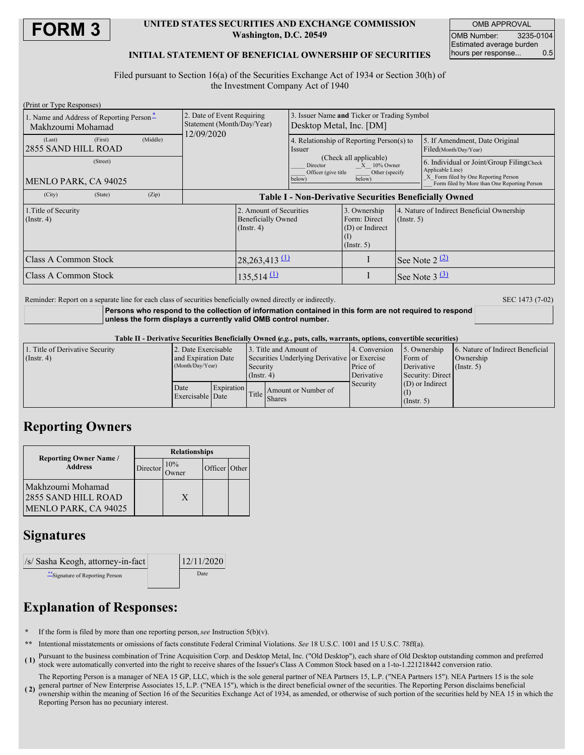# FORM 3

**UNITED STATES SECURITIES AND EXCHANGE COMMISSION**
**Washington, D.C. 20549**

**INITIAL STATEMENT OF BENEFICIAL OWNERSHIP OF SECURITIES**

| OMB APPROVAL | |
|---|---|
| OMB Number: | 3235-0104 |
| Estimated average burden hours per response... | 0.5 |

Filed pursuant to Section 16(a) of the Securities Exchange Act of 1934 or Section 30(h) of the Investment Company Act of 1940

(Print or Type Responses)

| 1. Name and Address of Reporting Person* | 2. Date of Event Requiring Statement (Month/Day/Year) | 3. Issuer Name and Ticker or Trading Symbol |
|---|---|---|
| Makhzoumi Mohamad (Last) (First) (Middle) 2855 SAND HILL ROAD (Street) MENLO PARK, CA 94025 (City) (State) (Zip) | 12/09/2020 | Desktop Metal, Inc. [DM] |

4. Relationship of Reporting Person(s) to Issuer (Check all applicable)
_____ Director __X__ 10% Owner
_____ Officer (give title below) _____ Other (specify below)

5. If Amendment, Date Original Filed(Month/Day/Year)

6. Individual or Joint/Group Filing(Check Applicable Line)
_X_ Form filed by One Reporting Person
___ Form filed by More than One Reporting Person

**Table I - Non-Derivative Securities Beneficially Owned**

| 1.Title of Security (Instr. 4) | 2. Amount of Securities Beneficially Owned (Instr. 4) | 3. Ownership Form: Direct (D) or Indirect (I) (Instr. 5) | 4. Nature of Indirect Beneficial Ownership (Instr. 5) |
|---|---|---|---|
| Class A Common Stock | 28,263,413 (1) | I | See Note 2 (2) |
| Class A Common Stock | 135,514 (1) | I | See Note 3 (3) |

Reminder: Report on a separate line for each class of securities beneficially owned directly or indirectly.

SEC 1473 (7-02)

**Persons who respond to the collection of information contained in this form are not required to respond unless the form displays a currently valid OMB control number.**

**Table II - Derivative Securities Beneficially Owned (*e.g.*, puts, calls, warrants, options, convertible securities)**

| 1. Title of Derivative Security (Instr. 4) | 2. Date Exercisable and Expiration Date (Month/Day/Year) | | 3. Title and Amount of Securities Underlying Derivative Security (Instr. 4) | | 4. Conversion or Exercise Price of Derivative Security | 5. Ownership Form of Derivative Security: Direct (D) or Indirect (I) (Instr. 5) | 6. Nature of Indirect Beneficial Ownership (Instr. 5) |
|---|---|---|---|---|---|---|---|
| | Date Exercisable | Expiration Date | Title | Amount or Number of Shares | | | |

## Reporting Owners

| Reporting Owner Name / Address | Relationships | | | |
|---|---|---|---|---|
| | Director | 10% Owner | Officer | Other |
| Makhzoumi Mohamad 2855 SAND HILL ROAD MENLO PARK, CA 94025 | | X | | |

## Signatures

| /s/ Sasha Keogh, attorney-in-fact | 12/11/2020 |
|---|---|
| **Signature of Reporting Person | Date |

## Explanation of Responses:

\* If the form is filed by more than one reporting person, *see* Instruction 5(b)(v).

\*\* Intentional misstatements or omissions of facts constitute Federal Criminal Violations. *See* 18 U.S.C. 1001 and 15 U.S.C. 78ff(a).

(1) Pursuant to the business combination of Trine Acquisition Corp. and Desktop Metal, Inc. ("Old Desktop"), each share of Old Desktop outstanding common and preferred stock were automatically converted into the right to receive shares of the Issuer's Class A Common Stock based on a 1-to-1.221218442 conversion ratio.

(2) The Reporting Person is a manager of NEA 15 GP, LLC, which is the sole general partner of NEA Partners 15, L.P. ("NEA Partners 15"). NEA Partners 15 is the sole general partner of New Enterprise Associates 15, L.P. ("NEA 15"), which is the direct beneficial owner of the securities. The Reporting Person disclaims beneficial ownership within the meaning of Section 16 of the Securities Exchange Act of 1934, as amended, or otherwise of such portion of the securities held by NEA 15 in which the Reporting Person has no pecuniary interest.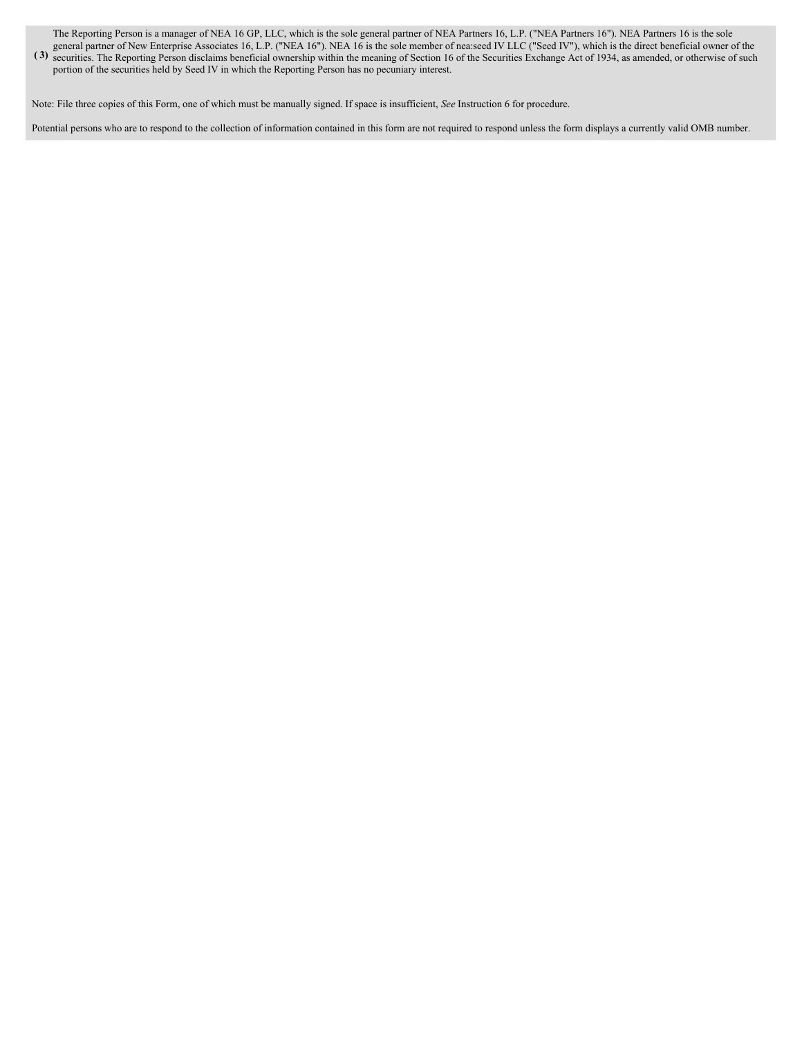(3) The Reporting Person is a manager of NEA 16 GP, LLC, which is the sole general partner of NEA Partners 16, L.P. ("NEA Partners 16"). NEA Partners 16 is the sole general partner of New Enterprise Associates 16, L.P. ("NEA 16"). NEA 16 is the sole member of nea:seed IV LLC ("Seed IV"), which is the direct beneficial owner of the securities. The Reporting Person disclaims beneficial ownership within the meaning of Section 16 of the Securities Exchange Act of 1934, as amended, or otherwise of such portion of the securities held by Seed IV in which the Reporting Person has no pecuniary interest.

Note: File three copies of this Form, one of which must be manually signed. If space is insufficient, *See* Instruction 6 for procedure.

Potential persons who are to respond to the collection of information contained in this form are not required to respond unless the form displays a currently valid OMB number.